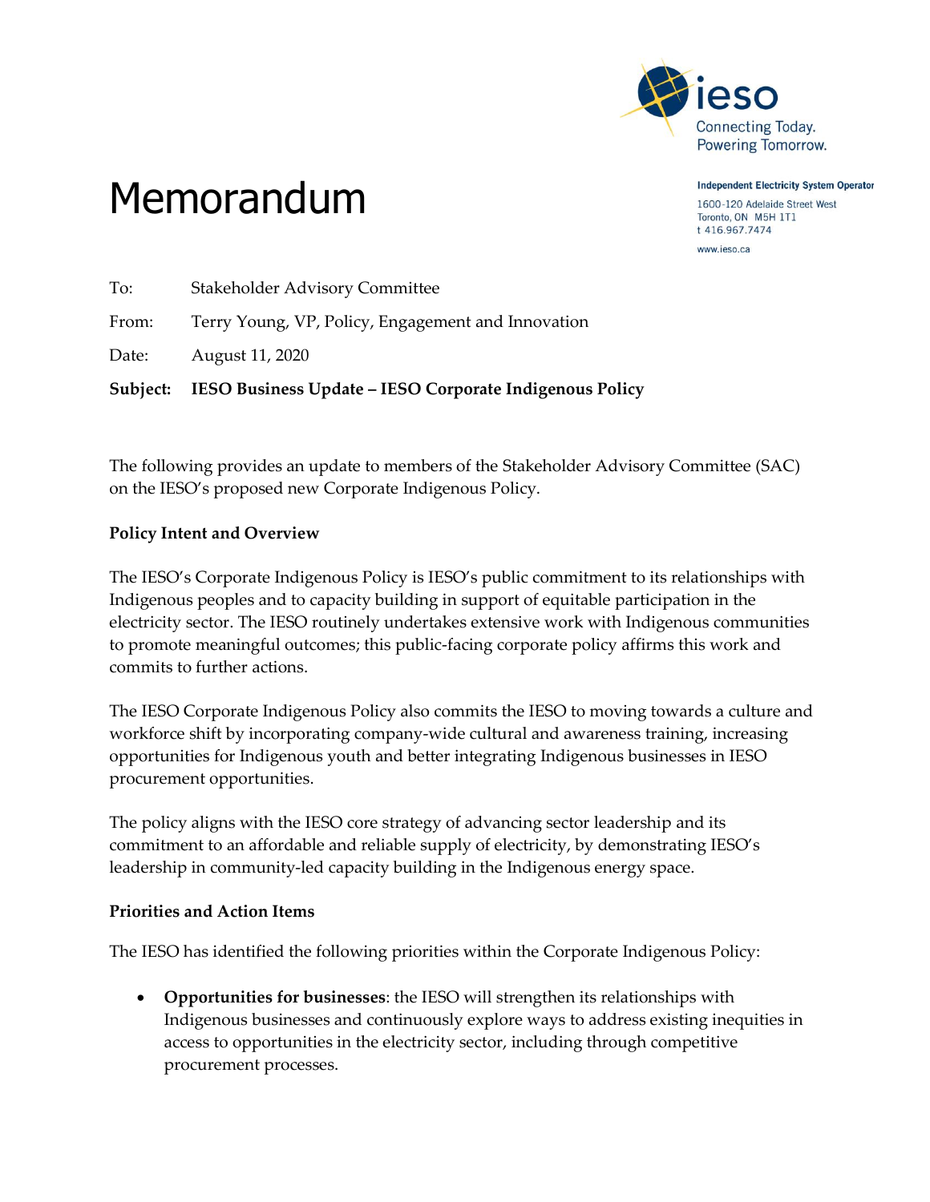ieso

Connecting Today.
Powering Tomorrow.

**Independent Electricity System Operator**
1600-120 Adelaide Street West
Toronto, ON M5H 1T1
t 416.967.7474
www.ieso.ca

# Memorandum

To: Stakeholder Advisory Committee

From: Terry Young, VP, Policy, Engagement and Innovation

Date: August 11, 2020

**Subject: IESO Business Update – IESO Corporate Indigenous Policy**

The following provides an update to members of the Stakeholder Advisory Committee (SAC) on the IESO's proposed new Corporate Indigenous Policy.

**Policy Intent and Overview**

The IESO's Corporate Indigenous Policy is IESO's public commitment to its relationships with Indigenous peoples and to capacity building in support of equitable participation in the electricity sector. The IESO routinely undertakes extensive work with Indigenous communities to promote meaningful outcomes; this public-facing corporate policy affirms this work and commits to further actions.

The IESO Corporate Indigenous Policy also commits the IESO to moving towards a culture and workforce shift by incorporating company-wide cultural and awareness training, increasing opportunities for Indigenous youth and better integrating Indigenous businesses in IESO procurement opportunities.

The policy aligns with the IESO core strategy of advancing sector leadership and its commitment to an affordable and reliable supply of electricity, by demonstrating IESO's leadership in community-led capacity building in the Indigenous energy space.

**Priorities and Action Items**

The IESO has identified the following priorities within the Corporate Indigenous Policy:

- **Opportunities for businesses**: the IESO will strengthen its relationships with Indigenous businesses and continuously explore ways to address existing inequities in access to opportunities in the electricity sector, including through competitive procurement processes.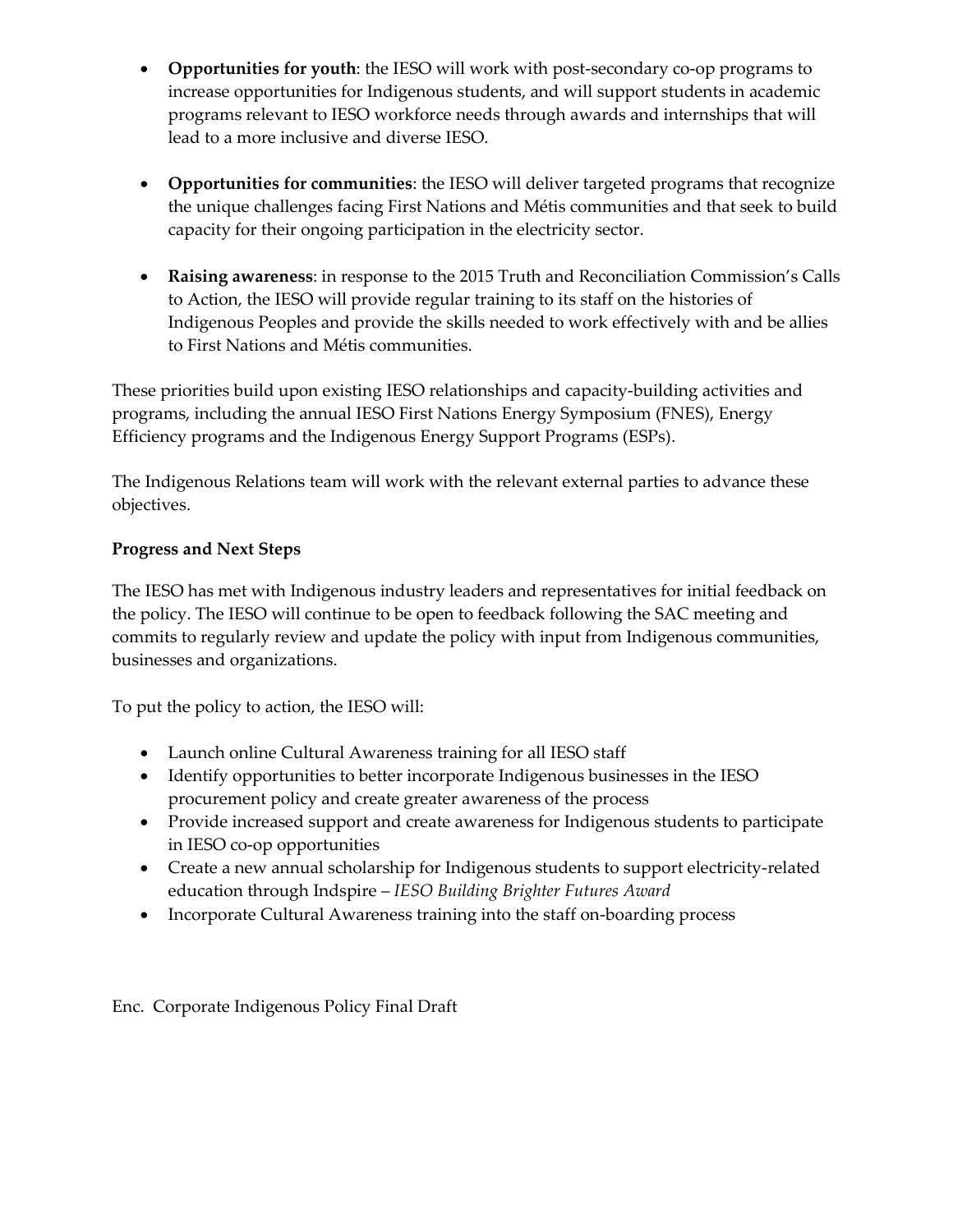- **Opportunities for youth**: the IESO will work with post-secondary co-op programs to increase opportunities for Indigenous students, and will support students in academic programs relevant to IESO workforce needs through awards and internships that will lead to a more inclusive and diverse IESO.

- **Opportunities for communities**: the IESO will deliver targeted programs that recognize the unique challenges facing First Nations and Métis communities and that seek to build capacity for their ongoing participation in the electricity sector.

- **Raising awareness**: in response to the 2015 Truth and Reconciliation Commission's Calls to Action, the IESO will provide regular training to its staff on the histories of Indigenous Peoples and provide the skills needed to work effectively with and be allies to First Nations and Métis communities.

These priorities build upon existing IESO relationships and capacity-building activities and programs, including the annual IESO First Nations Energy Symposium (FNES), Energy Efficiency programs and the Indigenous Energy Support Programs (ESPs).

The Indigenous Relations team will work with the relevant external parties to advance these objectives.

**Progress and Next Steps**

The IESO has met with Indigenous industry leaders and representatives for initial feedback on the policy. The IESO will continue to be open to feedback following the SAC meeting and commits to regularly review and update the policy with input from Indigenous communities, businesses and organizations.

To put the policy to action, the IESO will:

- Launch online Cultural Awareness training for all IESO staff
- Identify opportunities to better incorporate Indigenous businesses in the IESO procurement policy and create greater awareness of the process
- Provide increased support and create awareness for Indigenous students to participate in IESO co-op opportunities
- Create a new annual scholarship for Indigenous students to support electricity-related education through Indspire – *IESO Building Brighter Futures Award*
- Incorporate Cultural Awareness training into the staff on-boarding process

Enc. Corporate Indigenous Policy Final Draft